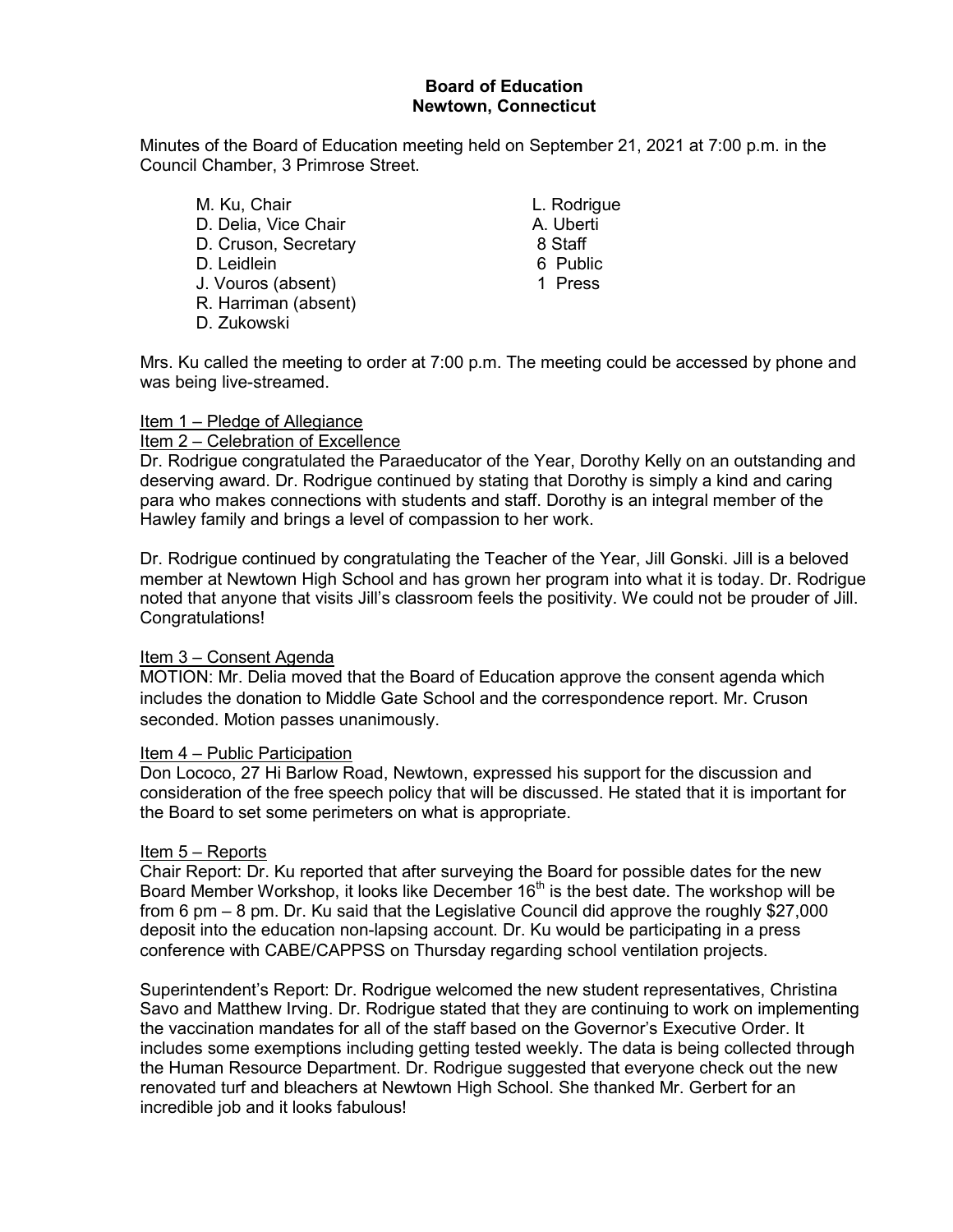**Board of Education**
**Newtown, Connecticut**

Minutes of the Board of Education meeting held on September 21, 2021 at 7:00 p.m. in the Council Chamber, 3 Primrose Street.

M. Ku, Chair
D. Delia, Vice Chair
D. Cruson, Secretary
D. Leidlein
J. Vouros (absent)
R. Harriman (absent)
D. Zukowski

L. Rodrigue
A. Uberti
8 Staff
6 Public
1 Press

Mrs. Ku called the meeting to order at 7:00 p.m. The meeting could be accessed by phone and was being live-streamed.

Item 1 – Pledge of Allegiance

Item 2 – Celebration of Excellence

Dr. Rodrigue congratulated the Paraeducator of the Year, Dorothy Kelly on an outstanding and deserving award. Dr. Rodrigue continued by stating that Dorothy is simply a kind and caring para who makes connections with students and staff. Dorothy is an integral member of the Hawley family and brings a level of compassion to her work.

Dr. Rodrigue continued by congratulating the Teacher of the Year, Jill Gonski. Jill is a beloved member at Newtown High School and has grown her program into what it is today. Dr. Rodrigue noted that anyone that visits Jill's classroom feels the positivity. We could not be prouder of Jill. Congratulations!

Item 3 – Consent Agenda

MOTION: Mr. Delia moved that the Board of Education approve the consent agenda which includes the donation to Middle Gate School and the correspondence report. Mr. Cruson seconded. Motion passes unanimously.

Item 4 – Public Participation

Don Lococo, 27 Hi Barlow Road, Newtown, expressed his support for the discussion and consideration of the free speech policy that will be discussed. He stated that it is important for the Board to set some perimeters on what is appropriate.

Item 5 – Reports

Chair Report: Dr. Ku reported that after surveying the Board for possible dates for the new Board Member Workshop, it looks like December 16th is the best date. The workshop will be from 6 pm – 8 pm. Dr. Ku said that the Legislative Council did approve the roughly $27,000 deposit into the education non-lapsing account. Dr. Ku would be participating in a press conference with CABE/CAPPSS on Thursday regarding school ventilation projects.

Superintendent's Report: Dr. Rodrigue welcomed the new student representatives, Christina Savo and Matthew Irving. Dr. Rodrigue stated that they are continuing to work on implementing the vaccination mandates for all of the staff based on the Governor's Executive Order. It includes some exemptions including getting tested weekly. The data is being collected through the Human Resource Department. Dr. Rodrigue suggested that everyone check out the new renovated turf and bleachers at Newtown High School. She thanked Mr. Gerbert for an incredible job and it looks fabulous!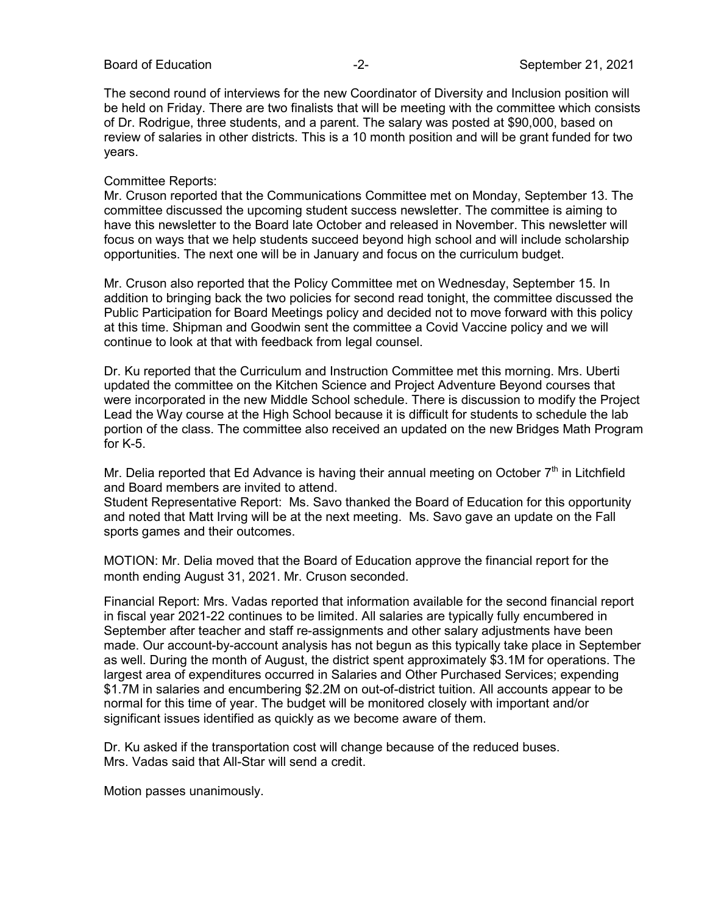The second round of interviews for the new Coordinator of Diversity and Inclusion position will be held on Friday. There are two finalists that will be meeting with the committee which consists of Dr. Rodrigue, three students, and a parent. The salary was posted at $90,000, based on review of salaries in other districts. This is a 10 month position and will be grant funded for two years.

Committee Reports:
Mr. Cruson reported that the Communications Committee met on Monday, September 13. The committee discussed the upcoming student success newsletter. The committee is aiming to have this newsletter to the Board late October and released in November. This newsletter will focus on ways that we help students succeed beyond high school and will include scholarship opportunities. The next one will be in January and focus on the curriculum budget.

Mr. Cruson also reported that the Policy Committee met on Wednesday, September 15. In addition to bringing back the two policies for second read tonight, the committee discussed the Public Participation for Board Meetings policy and decided not to move forward with this policy at this time. Shipman and Goodwin sent the committee a Covid Vaccine policy and we will continue to look at that with feedback from legal counsel.

Dr. Ku reported that the Curriculum and Instruction Committee met this morning. Mrs. Uberti updated the committee on the Kitchen Science and Project Adventure Beyond courses that were incorporated in the new Middle School schedule. There is discussion to modify the Project Lead the Way course at the High School because it is difficult for students to schedule the lab portion of the class. The committee also received an updated on the new Bridges Math Program for K-5.

Mr. Delia reported that Ed Advance is having their annual meeting on October 7th in Litchfield and Board members are invited to attend.
Student Representative Report: Ms. Savo thanked the Board of Education for this opportunity and noted that Matt Irving will be at the next meeting. Ms. Savo gave an update on the Fall sports games and their outcomes.

MOTION: Mr. Delia moved that the Board of Education approve the financial report for the month ending August 31, 2021. Mr. Cruson seconded.

Financial Report: Mrs. Vadas reported that information available for the second financial report in fiscal year 2021-22 continues to be limited. All salaries are typically fully encumbered in September after teacher and staff re-assignments and other salary adjustments have been made. Our account-by-account analysis has not begun as this typically take place in September as well. During the month of August, the district spent approximately $3.1M for operations. The largest area of expenditures occurred in Salaries and Other Purchased Services; expending $1.7M in salaries and encumbering $2.2M on out-of-district tuition. All accounts appear to be normal for this time of year. The budget will be monitored closely with important and/or significant issues identified as quickly as we become aware of them.

Dr. Ku asked if the transportation cost will change because of the reduced buses.
Mrs. Vadas said that All-Star will send a credit.

Motion passes unanimously.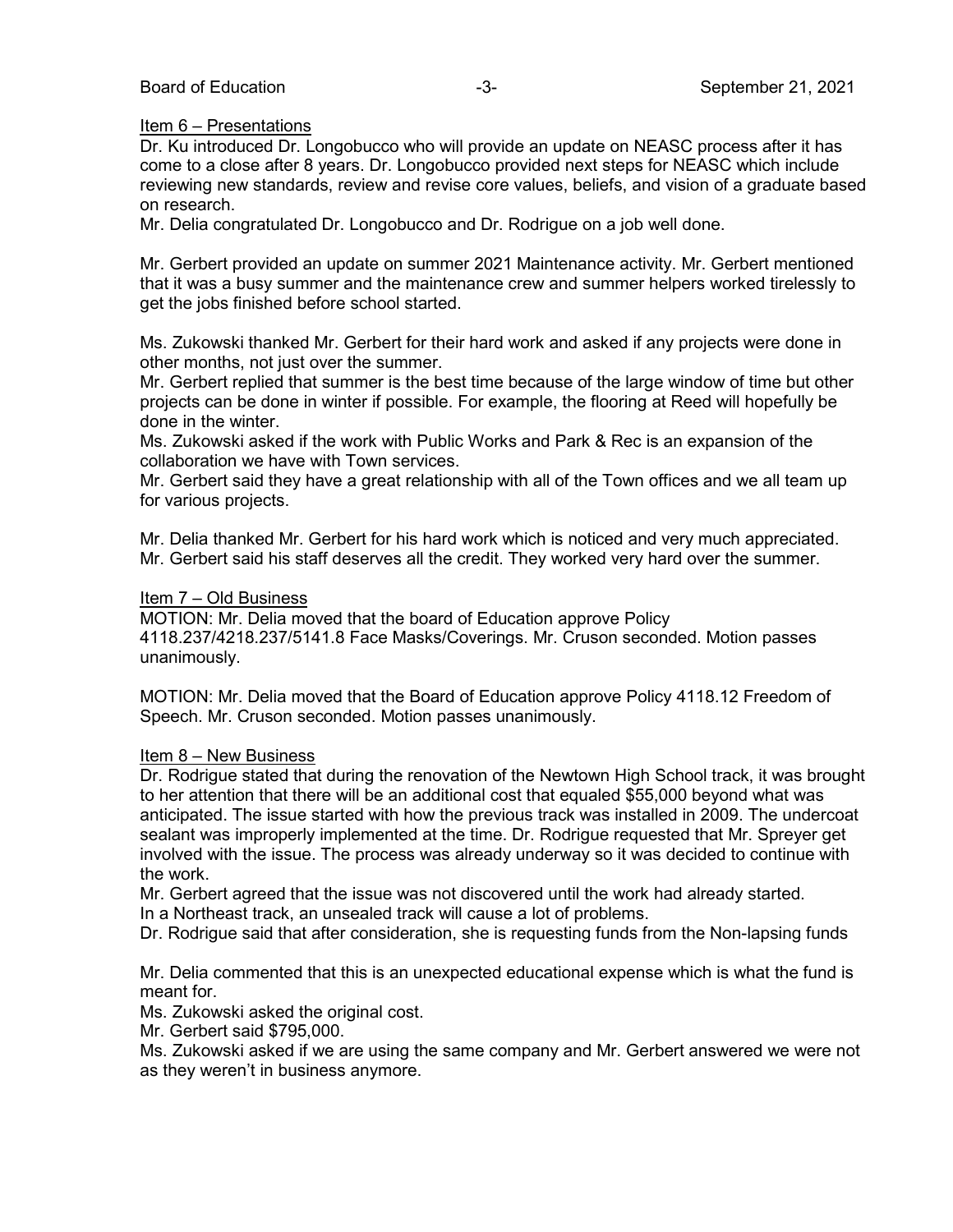Item 6 – Presentations

Dr. Ku introduced Dr. Longobucco who will provide an update on NEASC process after it has come to a close after 8 years. Dr. Longobucco provided next steps for NEASC which include reviewing new standards, review and revise core values, beliefs, and vision of a graduate based on research.

Mr. Delia congratulated Dr. Longobucco and Dr. Rodrigue on a job well done.

Mr. Gerbert provided an update on summer 2021 Maintenance activity. Mr. Gerbert mentioned that it was a busy summer and the maintenance crew and summer helpers worked tirelessly to get the jobs finished before school started.

Ms. Zukowski thanked Mr. Gerbert for their hard work and asked if any projects were done in other months, not just over the summer.

Mr. Gerbert replied that summer is the best time because of the large window of time but other projects can be done in winter if possible. For example, the flooring at Reed will hopefully be done in the winter.

Ms. Zukowski asked if the work with Public Works and Park & Rec is an expansion of the collaboration we have with Town services.

Mr. Gerbert said they have a great relationship with all of the Town offices and we all team up for various projects.

Mr. Delia thanked Mr. Gerbert for his hard work which is noticed and very much appreciated.

Mr. Gerbert said his staff deserves all the credit. They worked very hard over the summer.

Item 7 – Old Business

MOTION: Mr. Delia moved that the board of Education approve Policy 4118.237/4218.237/5141.8 Face Masks/Coverings. Mr. Cruson seconded. Motion passes unanimously.

MOTION: Mr. Delia moved that the Board of Education approve Policy 4118.12 Freedom of Speech. Mr. Cruson seconded. Motion passes unanimously.

Item 8 – New Business

Dr. Rodrigue stated that during the renovation of the Newtown High School track, it was brought to her attention that there will be an additional cost that equaled $55,000 beyond what was anticipated. The issue started with how the previous track was installed in 2009. The undercoat sealant was improperly implemented at the time. Dr. Rodrigue requested that Mr. Spreyer get involved with the issue. The process was already underway so it was decided to continue with the work.

Mr. Gerbert agreed that the issue was not discovered until the work had already started.

In a Northeast track, an unsealed track will cause a lot of problems.

Dr. Rodrigue said that after consideration, she is requesting funds from the Non-lapsing funds

Mr. Delia commented that this is an unexpected educational expense which is what the fund is meant for.

Ms. Zukowski asked the original cost.

Mr. Gerbert said $795,000.

Ms. Zukowski asked if we are using the same company and Mr. Gerbert answered we were not as they weren't in business anymore.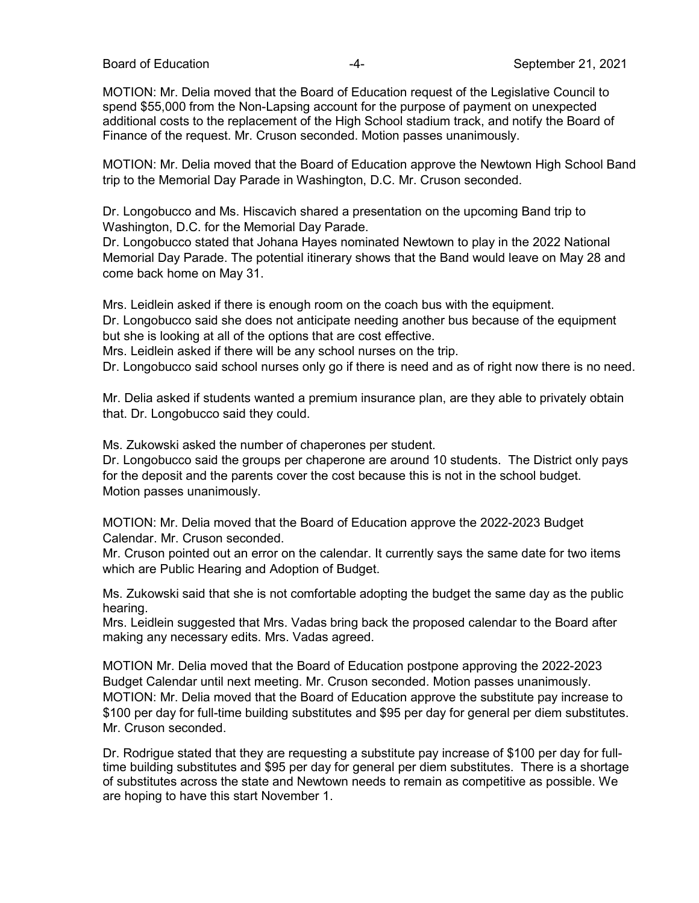MOTION: Mr. Delia moved that the Board of Education request of the Legislative Council to spend $55,000 from the Non-Lapsing account for the purpose of payment on unexpected additional costs to the replacement of the High School stadium track, and notify the Board of Finance of the request. Mr. Cruson seconded. Motion passes unanimously.

MOTION: Mr. Delia moved that the Board of Education approve the Newtown High School Band trip to the Memorial Day Parade in Washington, D.C. Mr. Cruson seconded.

Dr. Longobucco and Ms. Hiscavich shared a presentation on the upcoming Band trip to Washington, D.C. for the Memorial Day Parade.
Dr. Longobucco stated that Johana Hayes nominated Newtown to play in the 2022 National Memorial Day Parade. The potential itinerary shows that the Band would leave on May 28 and come back home on May 31.

Mrs. Leidlein asked if there is enough room on the coach bus with the equipment.
Dr. Longobucco said she does not anticipate needing another bus because of the equipment but she is looking at all of the options that are cost effective.
Mrs. Leidlein asked if there will be any school nurses on the trip.
Dr. Longobucco said school nurses only go if there is need and as of right now there is no need.

Mr. Delia asked if students wanted a premium insurance plan, are they able to privately obtain that. Dr. Longobucco said they could.

Ms. Zukowski asked the number of chaperones per student.
Dr. Longobucco said the groups per chaperone are around 10 students. The District only pays for the deposit and the parents cover the cost because this is not in the school budget.
Motion passes unanimously.

MOTION: Mr. Delia moved that the Board of Education approve the 2022-2023 Budget Calendar. Mr. Cruson seconded.
Mr. Cruson pointed out an error on the calendar. It currently says the same date for two items which are Public Hearing and Adoption of Budget.

Ms. Zukowski said that she is not comfortable adopting the budget the same day as the public hearing.
Mrs. Leidlein suggested that Mrs. Vadas bring back the proposed calendar to the Board after making any necessary edits. Mrs. Vadas agreed.

MOTION Mr. Delia moved that the Board of Education postpone approving the 2022-2023 Budget Calendar until next meeting. Mr. Cruson seconded. Motion passes unanimously.
MOTION: Mr. Delia moved that the Board of Education approve the substitute pay increase to $100 per day for full-time building substitutes and $95 per day for general per diem substitutes. Mr. Cruson seconded.

Dr. Rodrigue stated that they are requesting a substitute pay increase of $100 per day for full-time building substitutes and $95 per day for general per diem substitutes. There is a shortage of substitutes across the state and Newtown needs to remain as competitive as possible. We are hoping to have this start November 1.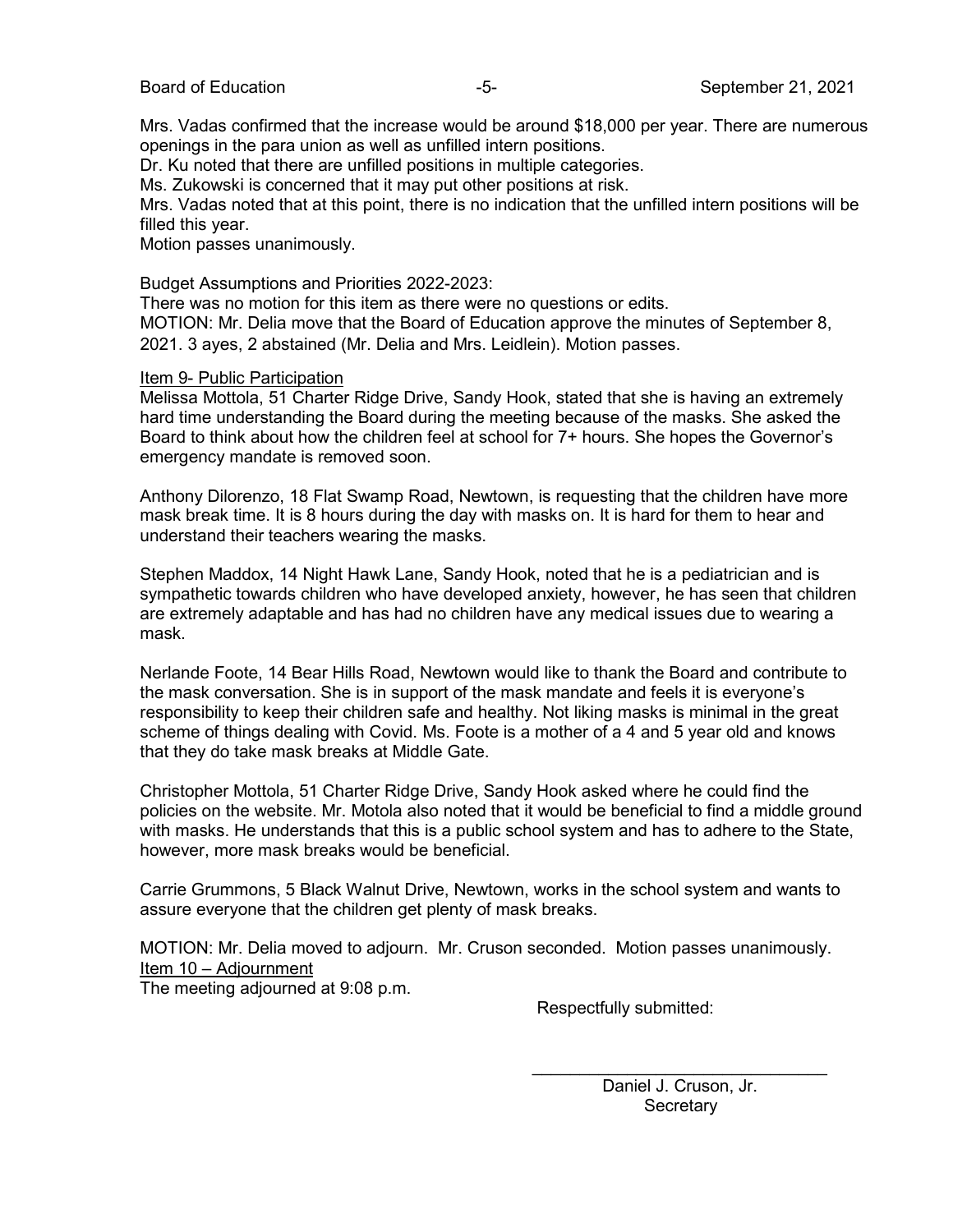Mrs. Vadas confirmed that the increase would be around $18,000 per year. There are numerous openings in the para union as well as unfilled intern positions.
Dr. Ku noted that there are unfilled positions in multiple categories.
Ms. Zukowski is concerned that it may put other positions at risk.
Mrs. Vadas noted that at this point, there is no indication that the unfilled intern positions will be filled this year.
Motion passes unanimously.

Budget Assumptions and Priorities 2022-2023:
There was no motion for this item as there were no questions or edits.
MOTION: Mr. Delia move that the Board of Education approve the minutes of September 8, 2021. 3 ayes, 2 abstained (Mr. Delia and Mrs. Leidlein). Motion passes.

Item 9- Public Participation

Melissa Mottola, 51 Charter Ridge Drive, Sandy Hook, stated that she is having an extremely hard time understanding the Board during the meeting because of the masks. She asked the Board to think about how the children feel at school for 7+ hours. She hopes the Governor's emergency mandate is removed soon.

Anthony Dilorenzo, 18 Flat Swamp Road, Newtown, is requesting that the children have more mask break time. It is 8 hours during the day with masks on. It is hard for them to hear and understand their teachers wearing the masks.

Stephen Maddox, 14 Night Hawk Lane, Sandy Hook, noted that he is a pediatrician and is sympathetic towards children who have developed anxiety, however, he has seen that children are extremely adaptable and has had no children have any medical issues due to wearing a mask.

Nerlande Foote, 14 Bear Hills Road, Newtown would like to thank the Board and contribute to the mask conversation. She is in support of the mask mandate and feels it is everyone's responsibility to keep their children safe and healthy. Not liking masks is minimal in the great scheme of things dealing with Covid. Ms. Foote is a mother of a 4 and 5 year old and knows that they do take mask breaks at Middle Gate.

Christopher Mottola, 51 Charter Ridge Drive, Sandy Hook asked where he could find the policies on the website. Mr. Motola also noted that it would be beneficial to find a middle ground with masks. He understands that this is a public school system and has to adhere to the State, however, more mask breaks would be beneficial.

Carrie Grummons, 5 Black Walnut Drive, Newtown, works in the school system and wants to assure everyone that the children get plenty of mask breaks.

MOTION: Mr. Delia moved to adjourn. Mr. Cruson seconded. Motion passes unanimously.

Item 10 – Adjournment

The meeting adjourned at 9:08 p.m.

Respectfully submitted:

\_\_\_\_\_\_\_\_\_\_\_\_\_\_\_\_\_\_\_\_\_\_\_\_\_\_\_\_\_\_\_\_

Daniel J. Cruson, Jr.
Secretary